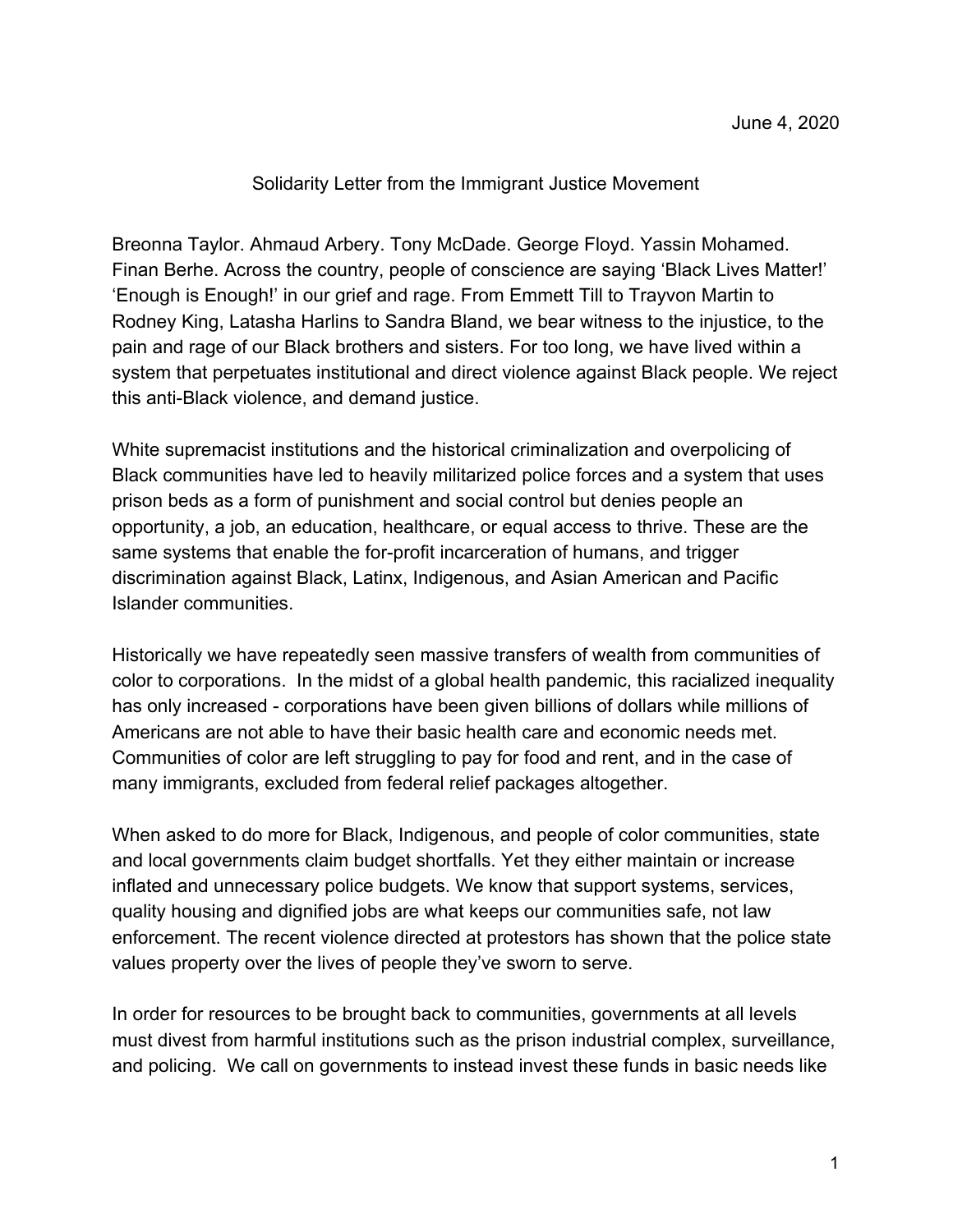June 4, 2020

# Solidarity Letter from the Immigrant Justice Movement

Breonna Taylor. Ahmaud Arbery. Tony McDade. George Floyd. Yassin Mohamed. Finan Berhe. Across the country, people of conscience are saying 'Black Lives Matter!' 'Enough is Enough!' in our grief and rage. From Emmett Till to Trayvon Martin to Rodney King, Latasha Harlins to Sandra Bland, we bear witness to the injustice, to the pain and rage of our Black brothers and sisters. For too long, we have lived within a system that perpetuates institutional and direct violence against Black people. We reject this anti-Black violence, and demand justice.

White supremacist institutions and the historical criminalization and overpolicing of Black communities have led to heavily militarized police forces and a system that uses prison beds as a form of punishment and social control but denies people an opportunity, a job, an education, healthcare, or equal access to thrive. These are the same systems that enable the for-profit incarceration of humans, and trigger discrimination against Black, Latinx, Indigenous, and Asian American and Pacific Islander communities.

Historically we have repeatedly seen massive transfers of wealth from communities of color to corporations. In the midst of a global health pandemic, this racialized inequality has only increased - corporations have been given billions of dollars while millions of Americans are not able to have their basic health care and economic needs met. Communities of color are left struggling to pay for food and rent, and in the case of many immigrants, excluded from federal relief packages altogether.

When asked to do more for Black, Indigenous, and people of color communities, state and local governments claim budget shortfalls. Yet they either maintain or increase inflated and unnecessary police budgets. We know that support systems, services, quality housing and dignified jobs are what keeps our communities safe, not law enforcement. The recent violence directed at protestors has shown that the police state values property over the lives of people they've sworn to serve.

In order for resources to be brought back to communities, governments at all levels must divest from harmful institutions such as the prison industrial complex, surveillance, and policing. We call on governments to instead invest these funds in basic needs like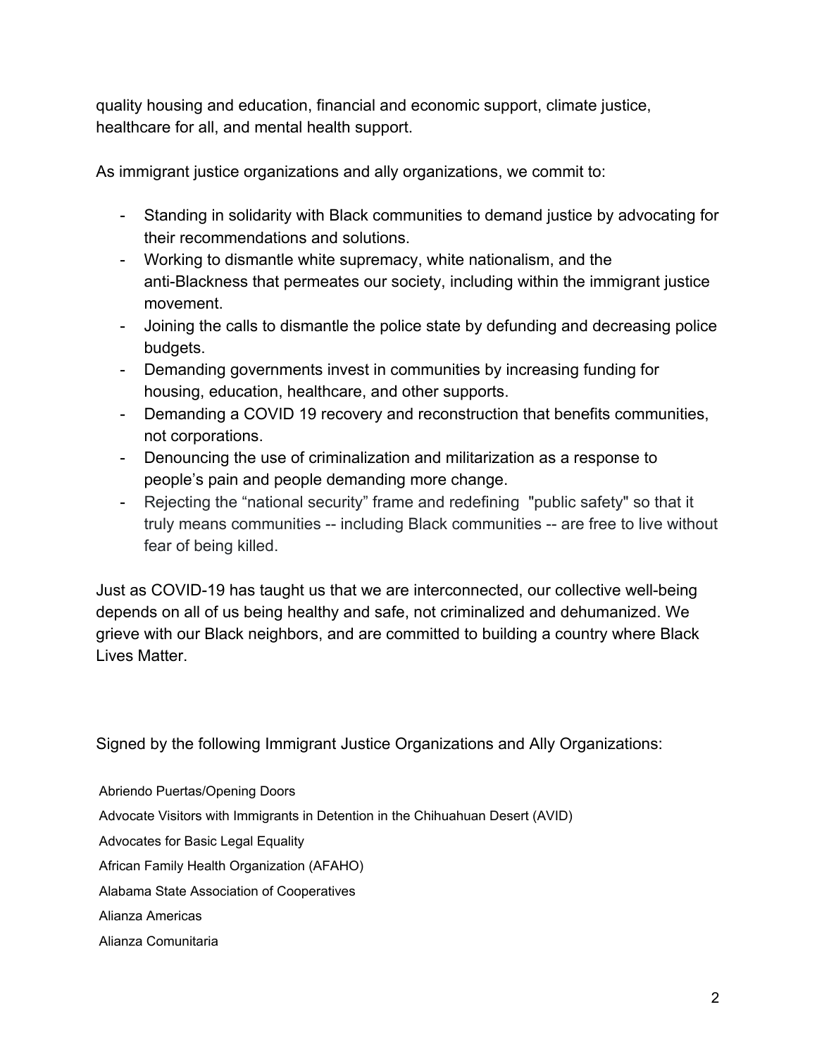quality housing and education, financial and economic support, climate justice, healthcare for all, and mental health support.

As immigrant justice organizations and ally organizations, we commit to:

- Standing in solidarity with Black communities to demand justice by advocating for their recommendations and solutions.
- Working to dismantle white supremacy, white nationalism, and the anti-Blackness that permeates our society, including within the immigrant justice movement.
- Joining the calls to dismantle the police state by defunding and decreasing police budgets.
- Demanding governments invest in communities by increasing funding for housing, education, healthcare, and other supports.
- Demanding a COVID 19 recovery and reconstruction that benefits communities, not corporations.
- Denouncing the use of criminalization and militarization as a response to people's pain and people demanding more change.
- Rejecting the "national security" frame and redefining "public safety" so that it truly means communities -- including Black communities -- are free to live without fear of being killed.

Just as COVID-19 has taught us that we are interconnected, our collective well-being depends on all of us being healthy and safe, not criminalized and dehumanized. We grieve with our Black neighbors, and are committed to building a country where Black Lives Matter.

Signed by the following Immigrant Justice Organizations and Ally Organizations:

Abriendo Puertas/Opening Doors

Advocate Visitors with Immigrants in Detention in the Chihuahuan Desert (AVID)

Advocates for Basic Legal Equality

African Family Health Organization (AFAHO)

Alabama State Association of Cooperatives

Alianza Americas

Alianza Comunitaria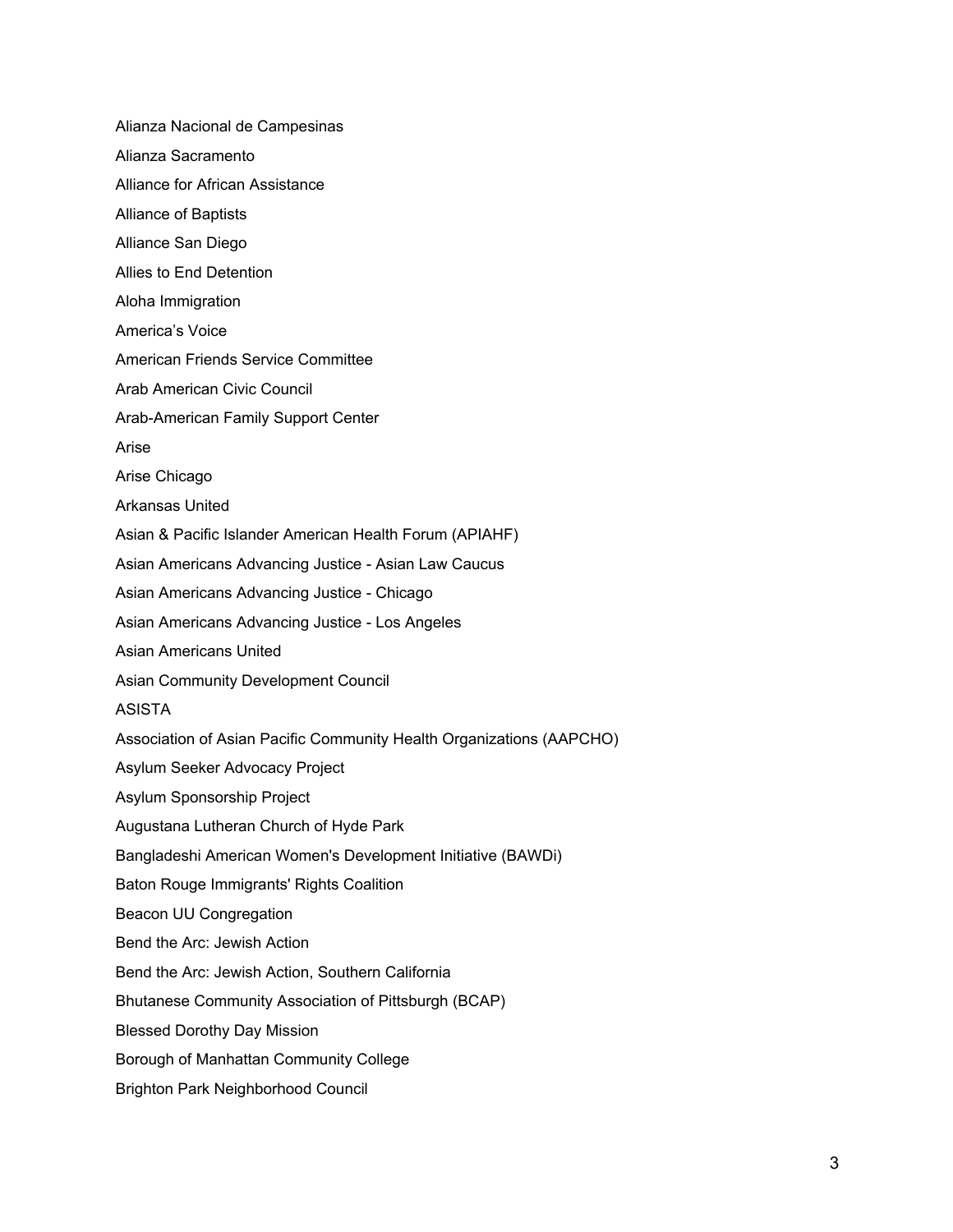Alianza Nacional de Campesinas

Alianza Sacramento

Alliance for African Assistance

Alliance of Baptists

Alliance San Diego

Allies to End Detention

Aloha Immigration

America’s Voice

American Friends Service Committee

Arab American Civic Council

Arab-American Family Support Center

Arise

Arise Chicago

Arkansas United

Asian & Pacific Islander American Health Forum (APIAHF)

Asian Americans Advancing Justice - Asian Law Caucus

Asian Americans Advancing Justice - Chicago

Asian Americans Advancing Justice - Los Angeles

Asian Americans United

Asian Community Development Council

ASISTA

Association of Asian Pacific Community Health Organizations (AAPCHO)

Asylum Seeker Advocacy Project

Asylum Sponsorship Project

Augustana Lutheran Church of Hyde Park

Bangladeshi American Women's Development Initiative (BAWDi)

Baton Rouge Immigrants' Rights Coalition

Beacon UU Congregation

Bend the Arc: Jewish Action

Bend the Arc: Jewish Action, Southern California

Bhutanese Community Association of Pittsburgh (BCAP)

Blessed Dorothy Day Mission

Borough of Manhattan Community College

Brighton Park Neighborhood Council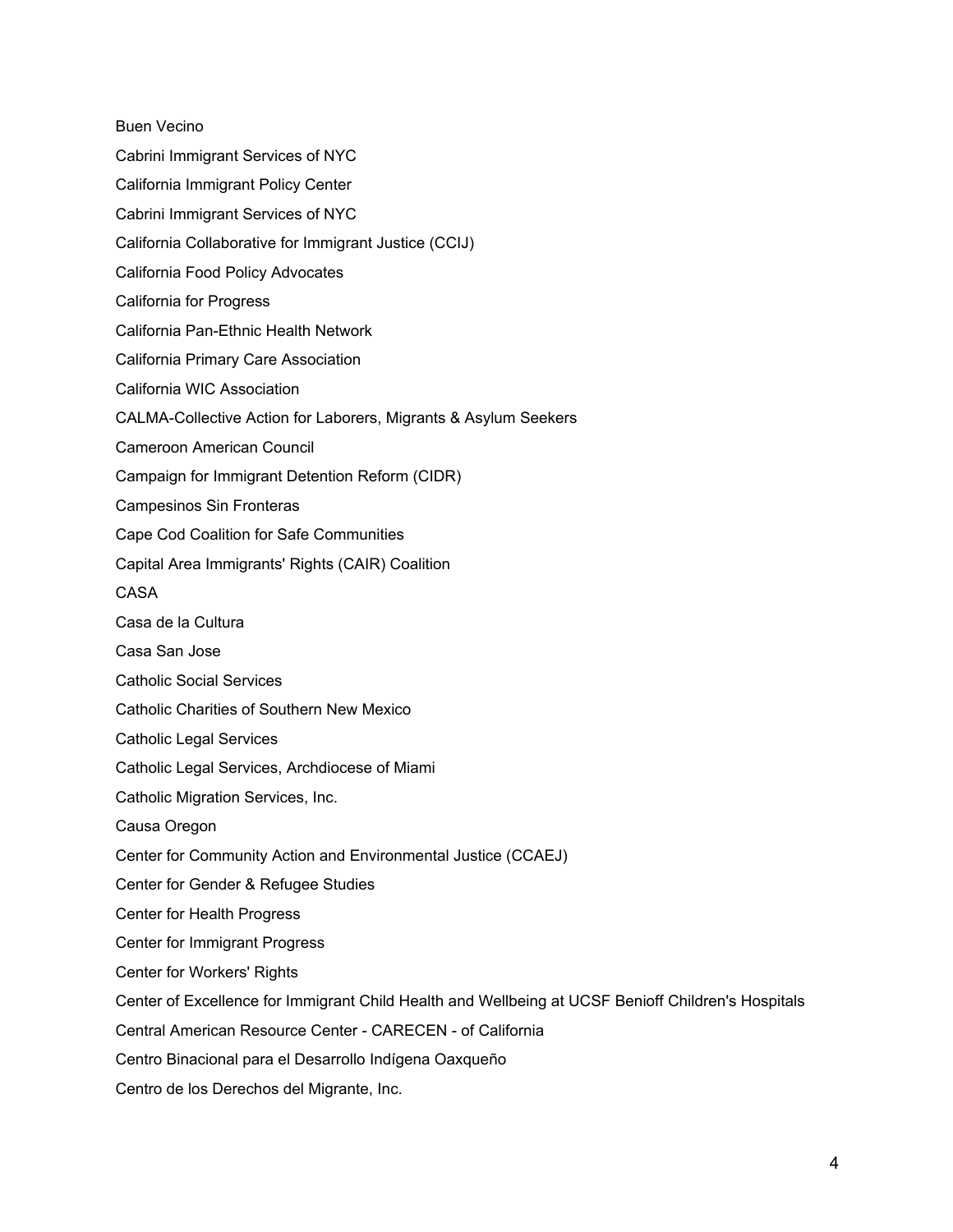Buen Vecino

Cabrini Immigrant Services of NYC

California Immigrant Policy Center

Cabrini Immigrant Services of NYC

California Collaborative for Immigrant Justice (CCIJ)

California Food Policy Advocates

California for Progress

California Pan-Ethnic Health Network

California Primary Care Association

California WIC Association

CALMA-Collective Action for Laborers, Migrants & Asylum Seekers

Cameroon American Council

Campaign for Immigrant Detention Reform (CIDR)

Campesinos Sin Fronteras

Cape Cod Coalition for Safe Communities

Capital Area Immigrants' Rights (CAIR) Coalition

CASA

Casa de la Cultura

Casa San Jose

Catholic Social Services

Catholic Charities of Southern New Mexico

Catholic Legal Services

Catholic Legal Services, Archdiocese of Miami

Catholic Migration Services, Inc.

Causa Oregon

Center for Community Action and Environmental Justice (CCAEJ)

Center for Gender & Refugee Studies

Center for Health Progress

Center for Immigrant Progress

Center for Workers' Rights

Center of Excellence for Immigrant Child Health and Wellbeing at UCSF Benioff Children's Hospitals

Central American Resource Center - CARECEN - of California

Centro Binacional para el Desarrollo Indígena Oaxqueño

Centro de los Derechos del Migrante, Inc.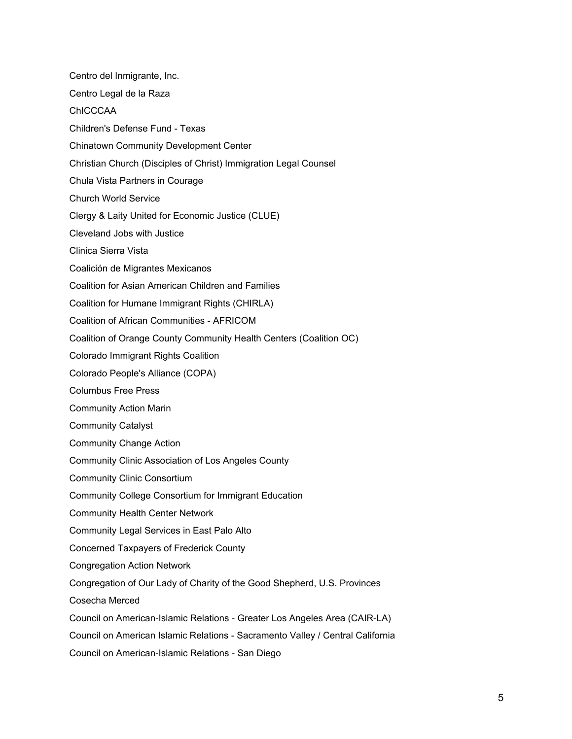Centro del Inmigrante, Inc.

Centro Legal de la Raza

ChICCCAA

Children's Defense Fund - Texas

Chinatown Community Development Center

Christian Church (Disciples of Christ) Immigration Legal Counsel

Chula Vista Partners in Courage

Church World Service

Clergy & Laity United for Economic Justice (CLUE)

Cleveland Jobs with Justice

Clinica Sierra Vista

Coalición de Migrantes Mexicanos

Coalition for Asian American Children and Families

Coalition for Humane Immigrant Rights (CHIRLA)

Coalition of African Communities - AFRICOM

Coalition of Orange County Community Health Centers (Coalition OC)

Colorado Immigrant Rights Coalition

Colorado People's Alliance (COPA)

Columbus Free Press

Community Action Marin

Community Catalyst

Community Change Action

Community Clinic Association of Los Angeles County

Community Clinic Consortium

Community College Consortium for Immigrant Education

Community Health Center Network

Community Legal Services in East Palo Alto

Concerned Taxpayers of Frederick County

Congregation Action Network

Congregation of Our Lady of Charity of the Good Shepherd, U.S. Provinces

Cosecha Merced

Council on American-Islamic Relations - Greater Los Angeles Area (CAIR-LA)

Council on American Islamic Relations - Sacramento Valley / Central California

Council on American-Islamic Relations - San Diego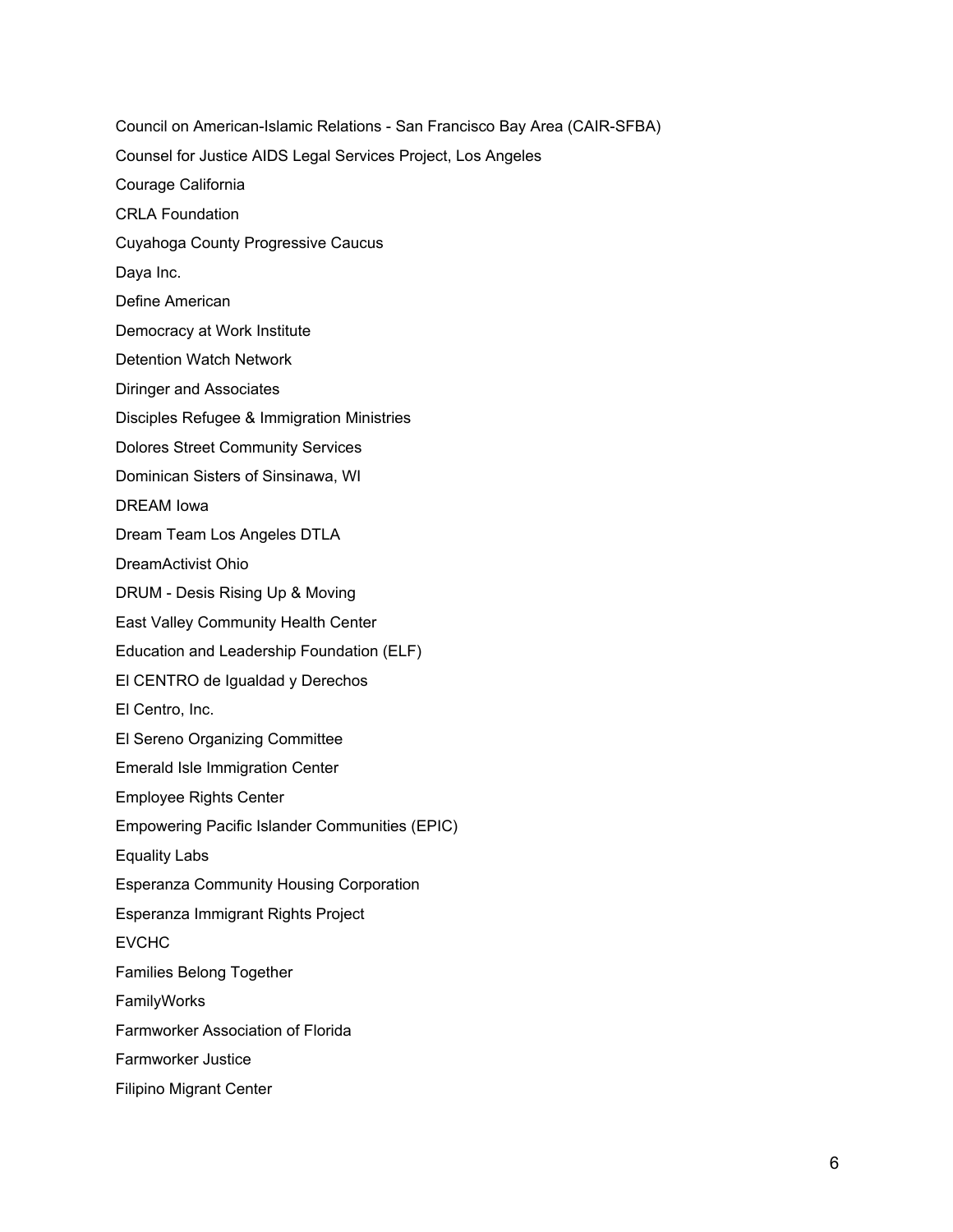Council on American-Islamic Relations - San Francisco Bay Area (CAIR-SFBA)

Counsel for Justice AIDS Legal Services Project, Los Angeles

Courage California

CRLA Foundation

Cuyahoga County Progressive Caucus

Daya Inc.

Define American

Democracy at Work Institute

Detention Watch Network

Diringer and Associates

Disciples Refugee & Immigration Ministries

Dolores Street Community Services

Dominican Sisters of Sinsinawa, WI

DREAM Iowa

Dream Team Los Angeles DTLA

DreamActivist Ohio

DRUM - Desis Rising Up & Moving

East Valley Community Health Center

Education and Leadership Foundation (ELF)

El CENTRO de Igualdad y Derechos

El Centro, Inc.

El Sereno Organizing Committee

Emerald Isle Immigration Center

Employee Rights Center

Empowering Pacific Islander Communities (EPIC)

Equality Labs

Esperanza Community Housing Corporation

Esperanza Immigrant Rights Project

EVCHC

Families Belong Together

FamilyWorks

Farmworker Association of Florida

Farmworker Justice

Filipino Migrant Center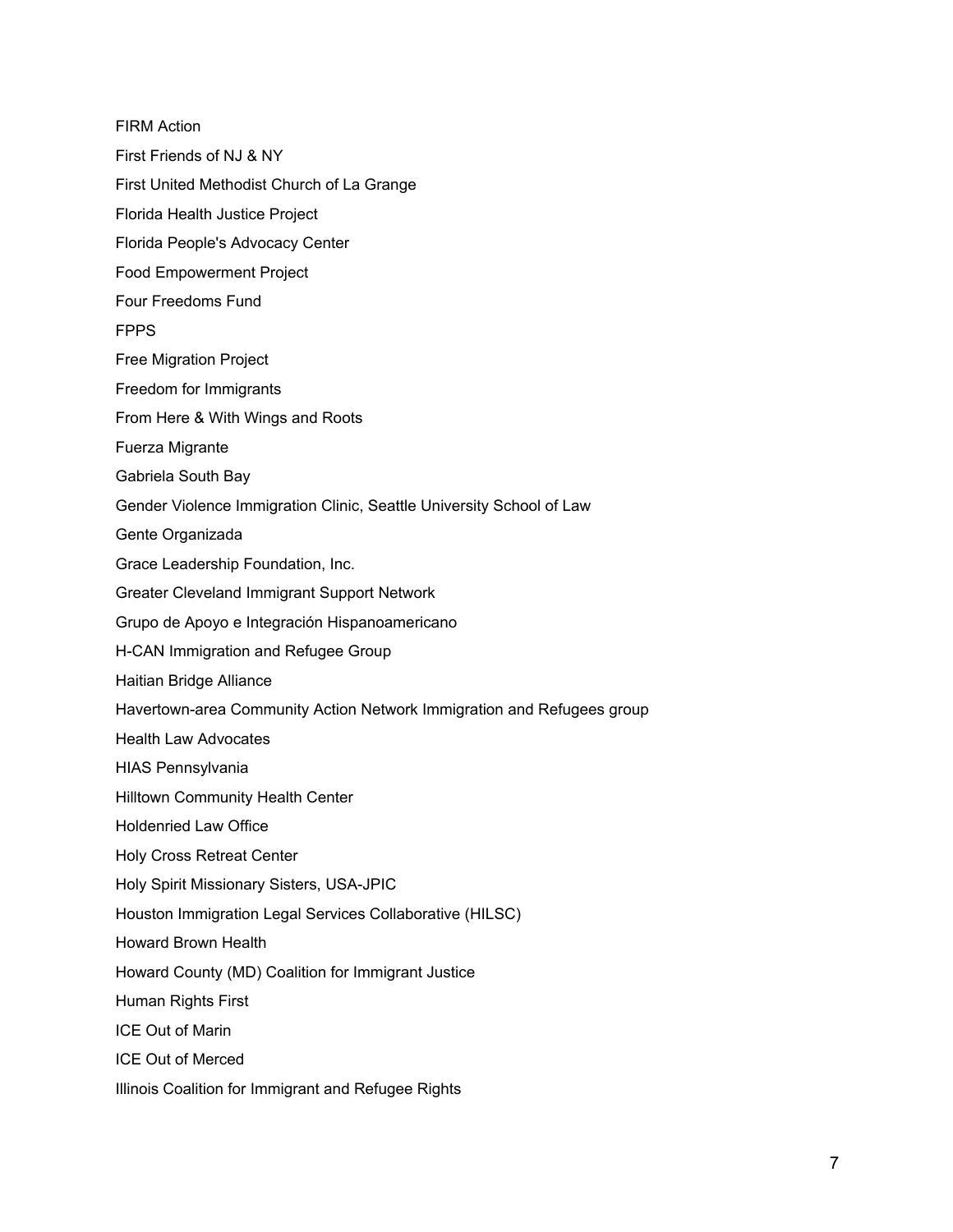FIRM Action

First Friends of NJ & NY

First United Methodist Church of La Grange

Florida Health Justice Project

Florida People's Advocacy Center

Food Empowerment Project

Four Freedoms Fund

FPPS

Free Migration Project

Freedom for Immigrants

From Here & With Wings and Roots

Fuerza Migrante

Gabriela South Bay

Gender Violence Immigration Clinic, Seattle University School of Law

Gente Organizada

Grace Leadership Foundation, Inc.

Greater Cleveland Immigrant Support Network

Grupo de Apoyo e Integración Hispanoamericano

H-CAN Immigration and Refugee Group

Haitian Bridge Alliance

Havertown-area Community Action Network Immigration and Refugees group

Health Law Advocates

HIAS Pennsylvania

Hilltown Community Health Center

Holdenried Law Office

Holy Cross Retreat Center

Holy Spirit Missionary Sisters, USA-JPIC

Houston Immigration Legal Services Collaborative (HILSC)

Howard Brown Health

Howard County (MD) Coalition for Immigrant Justice

Human Rights First

ICE Out of Marin

ICE Out of Merced

Illinois Coalition for Immigrant and Refugee Rights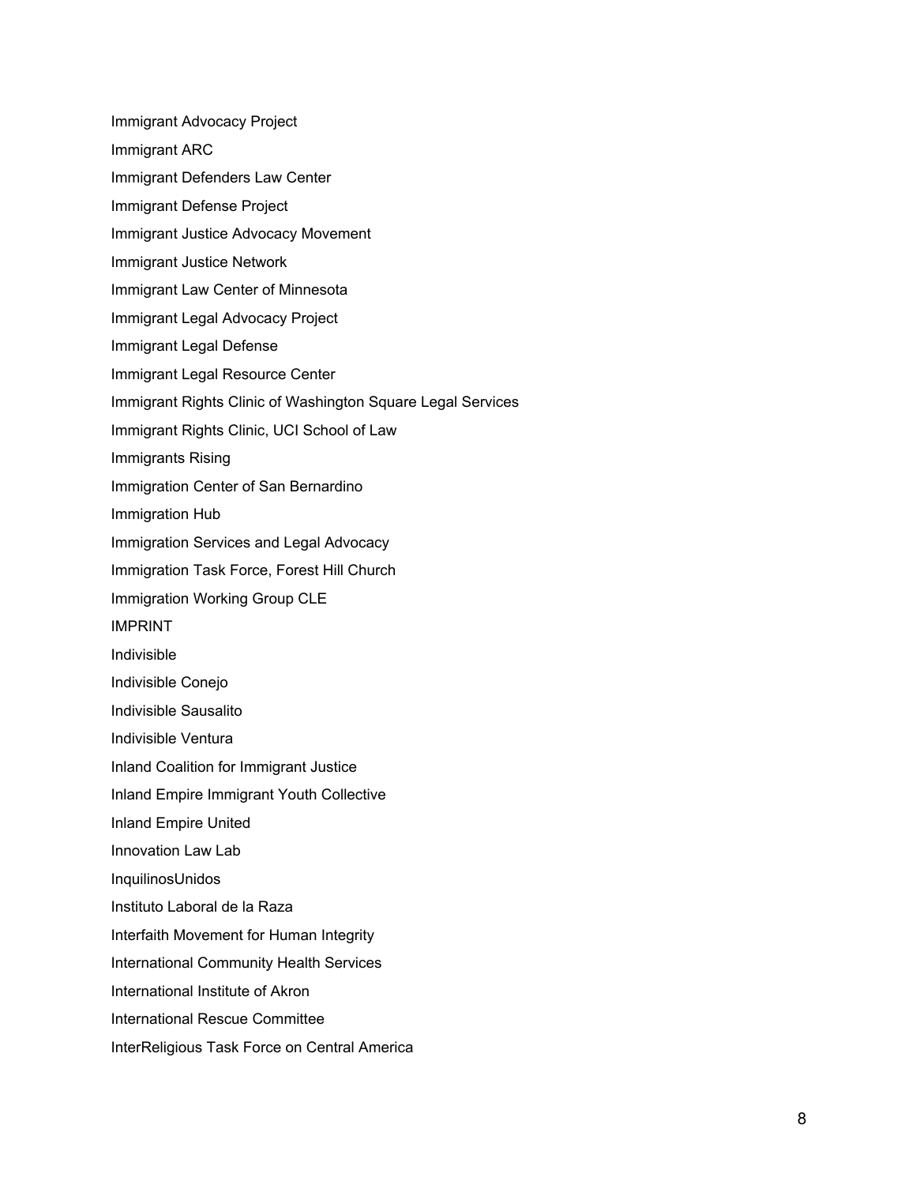Immigrant Advocacy Project

Immigrant ARC

Immigrant Defenders Law Center

Immigrant Defense Project

Immigrant Justice Advocacy Movement

Immigrant Justice Network

Immigrant Law Center of Minnesota

Immigrant Legal Advocacy Project

Immigrant Legal Defense

Immigrant Legal Resource Center

Immigrant Rights Clinic of Washington Square Legal Services

Immigrant Rights Clinic, UCI School of Law

Immigrants Rising

Immigration Center of San Bernardino

Immigration Hub

Immigration Services and Legal Advocacy

Immigration Task Force, Forest Hill Church

Immigration Working Group CLE

IMPRINT

Indivisible

Indivisible Conejo

Indivisible Sausalito

Indivisible Ventura

Inland Coalition for Immigrant Justice

Inland Empire Immigrant Youth Collective

Inland Empire United

Innovation Law Lab

InquilinosUnidos

Instituto Laboral de la Raza

Interfaith Movement for Human Integrity

International Community Health Services

International Institute of Akron

International Rescue Committee

InterReligious Task Force on Central America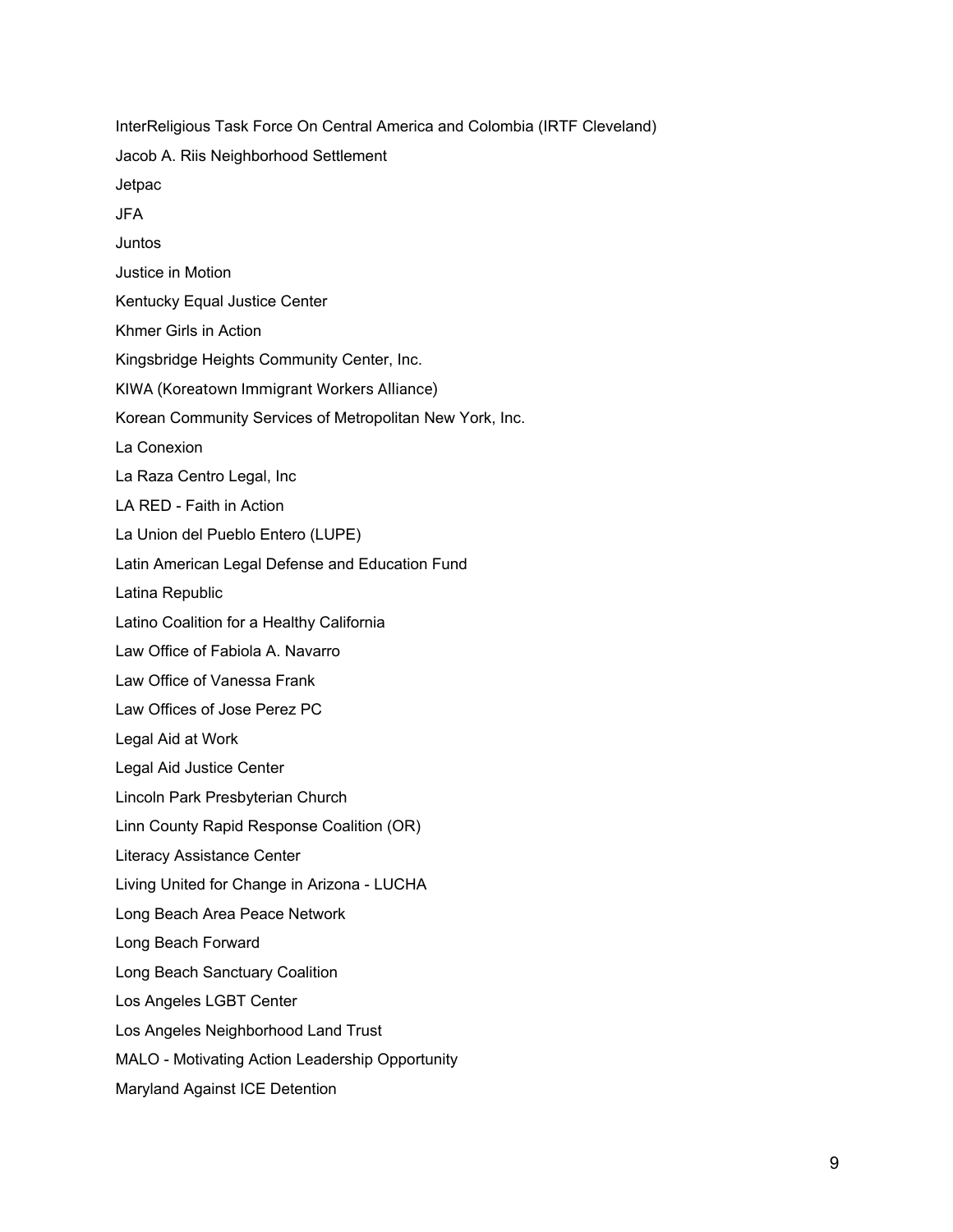InterReligious Task Force On Central America and Colombia (IRTF Cleveland)

Jacob A. Riis Neighborhood Settlement

Jetpac

JFA

Juntos

Justice in Motion

Kentucky Equal Justice Center

Khmer Girls in Action

Kingsbridge Heights Community Center, Inc.

KIWA (Koreatown Immigrant Workers Alliance)

Korean Community Services of Metropolitan New York, Inc.

La Conexion

La Raza Centro Legal, Inc

LA RED - Faith in Action

La Union del Pueblo Entero (LUPE)

Latin American Legal Defense and Education Fund

Latina Republic

Latino Coalition for a Healthy California

Law Office of Fabiola A. Navarro

Law Office of Vanessa Frank

Law Offices of Jose Perez PC

Legal Aid at Work

Legal Aid Justice Center

Lincoln Park Presbyterian Church

Linn County Rapid Response Coalition (OR)

Literacy Assistance Center

Living United for Change in Arizona - LUCHA

Long Beach Area Peace Network

Long Beach Forward

Long Beach Sanctuary Coalition

Los Angeles LGBT Center

Los Angeles Neighborhood Land Trust

MALO - Motivating Action Leadership Opportunity

Maryland Against ICE Detention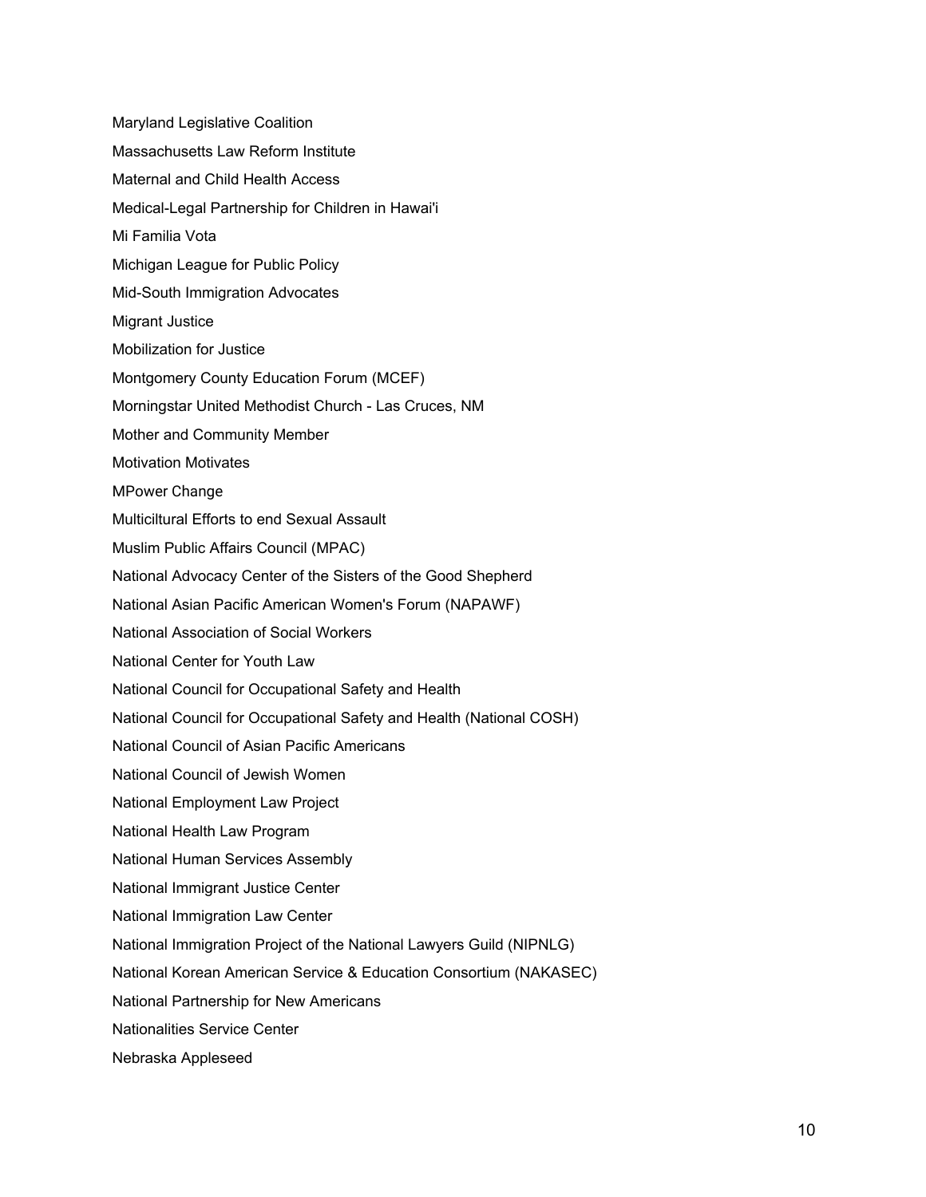Maryland Legislative Coalition

Massachusetts Law Reform Institute

Maternal and Child Health Access

Medical-Legal Partnership for Children in Hawai'i

Mi Familia Vota

Michigan League for Public Policy

Mid-South Immigration Advocates

Migrant Justice

Mobilization for Justice

Montgomery County Education Forum (MCEF)

Morningstar United Methodist Church - Las Cruces, NM

Mother and Community Member

Motivation Motivates

MPower Change

Multiciltural Efforts to end Sexual Assault

Muslim Public Affairs Council (MPAC)

National Advocacy Center of the Sisters of the Good Shepherd

National Asian Pacific American Women's Forum (NAPAWF)

National Association of Social Workers

National Center for Youth Law

National Council for Occupational Safety and Health

National Council for Occupational Safety and Health (National COSH)

National Council of Asian Pacific Americans

National Council of Jewish Women

National Employment Law Project

National Health Law Program

National Human Services Assembly

National Immigrant Justice Center

National Immigration Law Center

National Immigration Project of the National Lawyers Guild (NIPNLG)

National Korean American Service & Education Consortium (NAKASEC)

National Partnership for New Americans

Nationalities Service Center

Nebraska Appleseed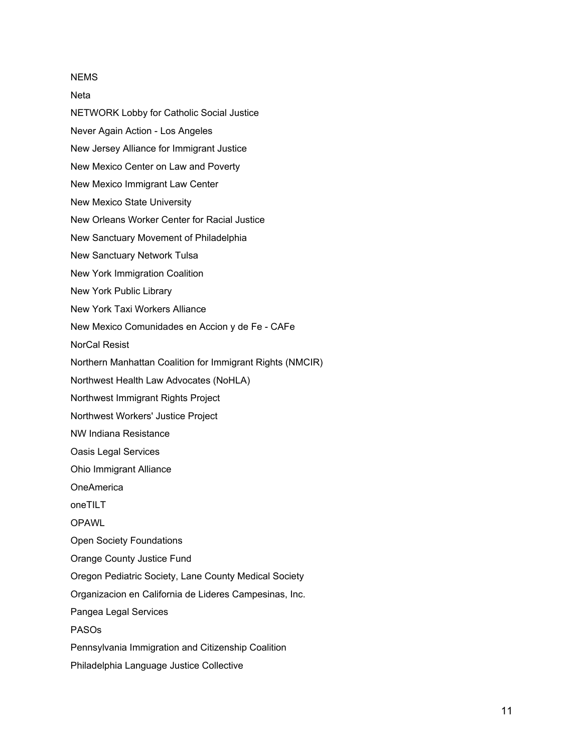NEMS

Neta

NETWORK Lobby for Catholic Social Justice

Never Again Action - Los Angeles

New Jersey Alliance for Immigrant Justice

New Mexico Center on Law and Poverty

New Mexico Immigrant Law Center

New Mexico State University

New Orleans Worker Center for Racial Justice

New Sanctuary Movement of Philadelphia

New Sanctuary Network Tulsa

New York Immigration Coalition

New York Public Library

New York Taxi Workers Alliance

New Mexico Comunidades en Accion y de Fe - CAFe

NorCal Resist

Northern Manhattan Coalition for Immigrant Rights (NMCIR)

Northwest Health Law Advocates (NoHLA)

Northwest Immigrant Rights Project

Northwest Workers' Justice Project

NW Indiana Resistance

Oasis Legal Services

Ohio Immigrant Alliance

OneAmerica

oneTILT

OPAWL

Open Society Foundations

Orange County Justice Fund

Oregon Pediatric Society, Lane County Medical Society

Organizacion en California de Lideres Campesinas, Inc.

Pangea Legal Services

PASOs

Pennsylvania Immigration and Citizenship Coalition

Philadelphia Language Justice Collective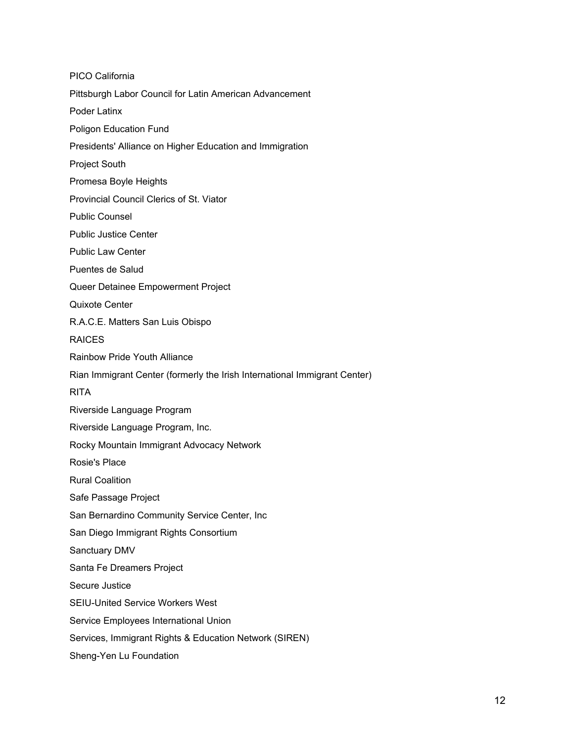PICO California

Pittsburgh Labor Council for Latin American Advancement

Poder Latinx

Poligon Education Fund

Presidents' Alliance on Higher Education and Immigration

Project South

Promesa Boyle Heights

Provincial Council Clerics of St. Viator

Public Counsel

Public Justice Center

Public Law Center

Puentes de Salud

Queer Detainee Empowerment Project

Quixote Center

R.A.C.E. Matters San Luis Obispo

RAICES

Rainbow Pride Youth Alliance

Rian Immigrant Center (formerly the Irish International Immigrant Center)

RITA

Riverside Language Program

Riverside Language Program, Inc.

Rocky Mountain Immigrant Advocacy Network

Rosie's Place

Rural Coalition

Safe Passage Project

San Bernardino Community Service Center, Inc

San Diego Immigrant Rights Consortium

Sanctuary DMV

Santa Fe Dreamers Project

Secure Justice

SEIU-United Service Workers West

Service Employees International Union

Services, Immigrant Rights & Education Network (SIREN)

Sheng-Yen Lu Foundation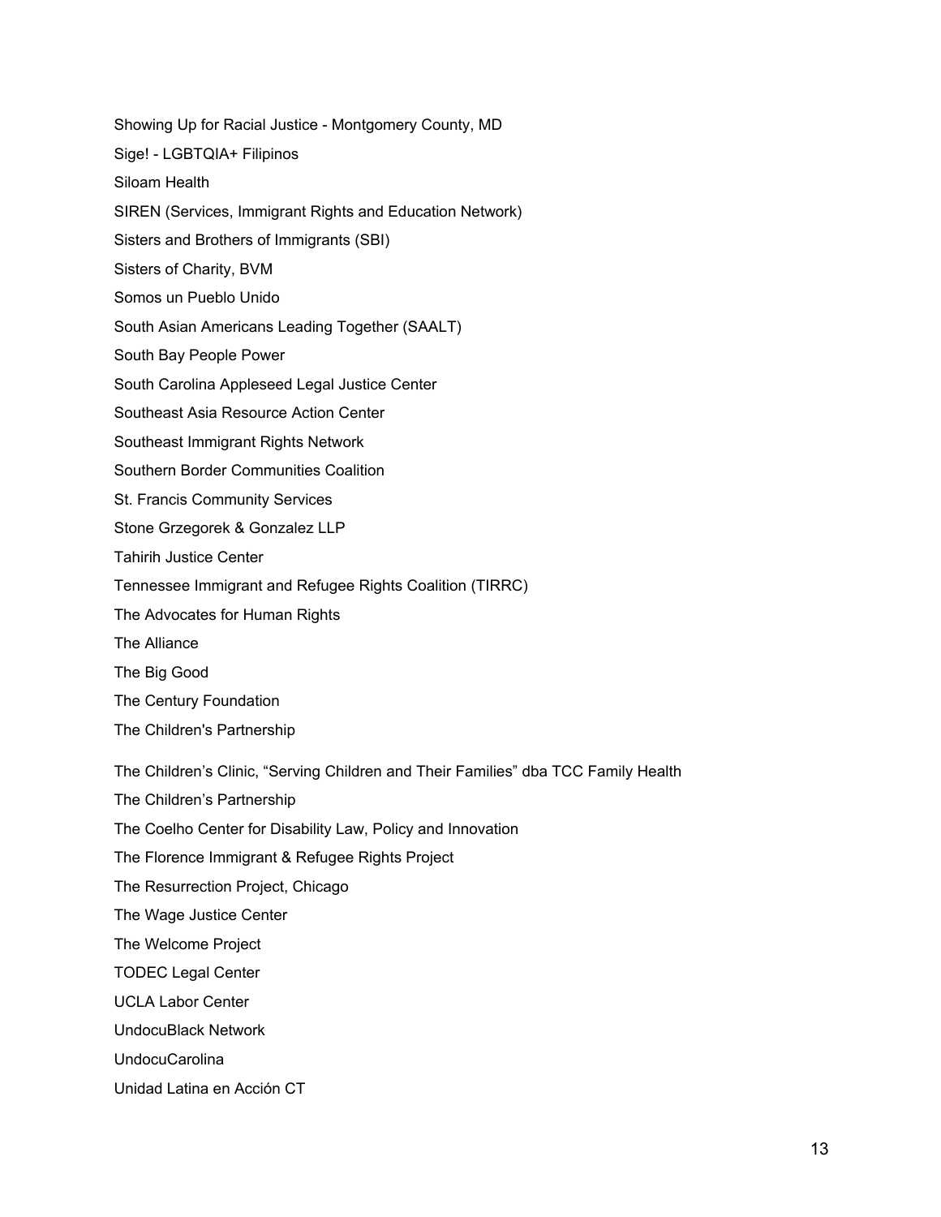Showing Up for Racial Justice - Montgomery County, MD

Sige! - LGBTQIA+ Filipinos

Siloam Health

SIREN (Services, Immigrant Rights and Education Network)

Sisters and Brothers of Immigrants (SBI)

Sisters of Charity, BVM

Somos un Pueblo Unido

South Asian Americans Leading Together (SAALT)

South Bay People Power

South Carolina Appleseed Legal Justice Center

Southeast Asia Resource Action Center

Southeast Immigrant Rights Network

Southern Border Communities Coalition

St. Francis Community Services

Stone Grzegorek & Gonzalez LLP

Tahirih Justice Center

Tennessee Immigrant and Refugee Rights Coalition (TIRRC)

The Advocates for Human Rights

The Alliance

The Big Good

The Century Foundation

The Children's Partnership

The Children's Clinic, "Serving Children and Their Families" dba TCC Family Health

The Children's Partnership

The Coelho Center for Disability Law, Policy and Innovation

The Florence Immigrant & Refugee Rights Project

The Resurrection Project, Chicago

The Wage Justice Center

The Welcome Project

TODEC Legal Center

UCLA Labor Center

UndocuBlack Network

UndocuCarolina

Unidad Latina en Acción CT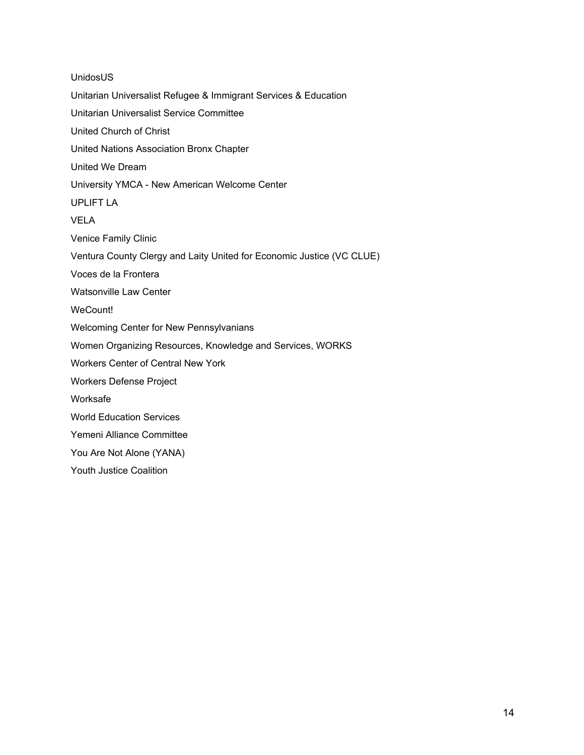UnidosUS

Unitarian Universalist Refugee & Immigrant Services & Education

Unitarian Universalist Service Committee

United Church of Christ

United Nations Association Bronx Chapter

United We Dream

University YMCA - New American Welcome Center

UPLIFT LA

VELA

Venice Family Clinic

Ventura County Clergy and Laity United for Economic Justice (VC CLUE)

Voces de la Frontera

Watsonville Law Center

WeCount!

Welcoming Center for New Pennsylvanians

Women Organizing Resources, Knowledge and Services, WORKS

Workers Center of Central New York

Workers Defense Project

Worksafe

World Education Services

Yemeni Alliance Committee

You Are Not Alone (YANA)

Youth Justice Coalition